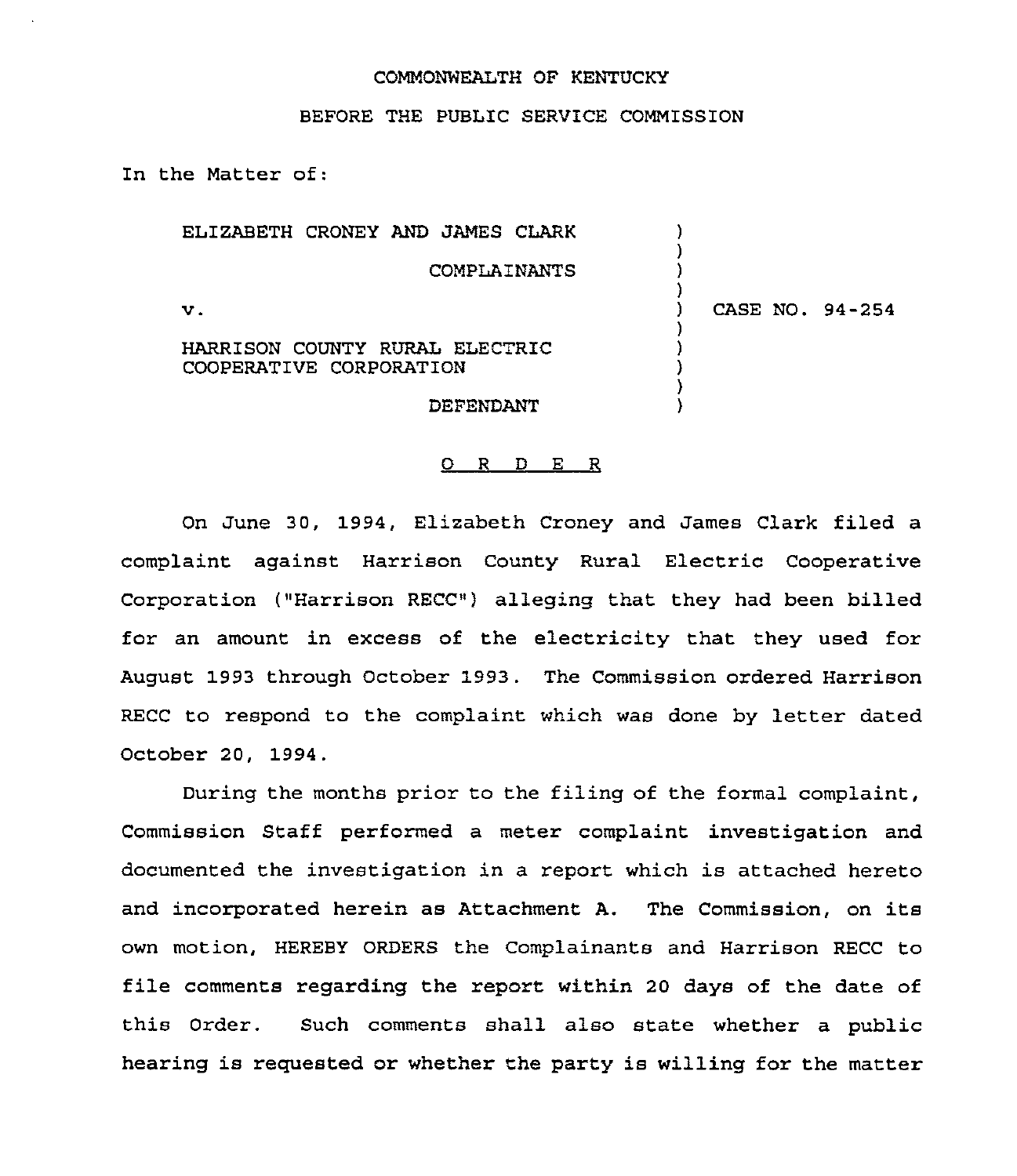COMMONWEALTH OF KENTUCKY

BEFORE THE PUBLIC SERVICE COMMISSION

In the Matter of:

| | | |
|---|---|---|
| ELIZABETH CRONEY AND JAMES CLARK | ) | |
| COMPLAINANTS | ) | |
| v. | ) | CASE NO. 94-254 |
| HARRISON COUNTY RURAL ELECTRIC COOPERATIVE CORPORATION | ) | |
| DEFENDANT | ) | |

O R D E R

On June 30, 1994, Elizabeth Croney and James Clark filed a complaint against Harrison County Rural Electric Cooperative Corporation ("Harrison RECC") alleging that they had been billed for an amount in excess of the electricity that they used for August 1993 through October 1993. The Commission ordered Harrison RECC to respond to the complaint which was done by letter dated October 20, 1994.

During the months prior to the filing of the formal complaint, Commission Staff performed a meter complaint investigation and documented the investigation in a report which is attached hereto and incorporated herein as Attachment A. The Commission, on its own motion, HEREBY ORDERS the Complainants and Harrison RECC to file comments regarding the report within 20 days of the date of this Order. Such comments shall also state whether a public hearing is requested or whether the party is willing for the matter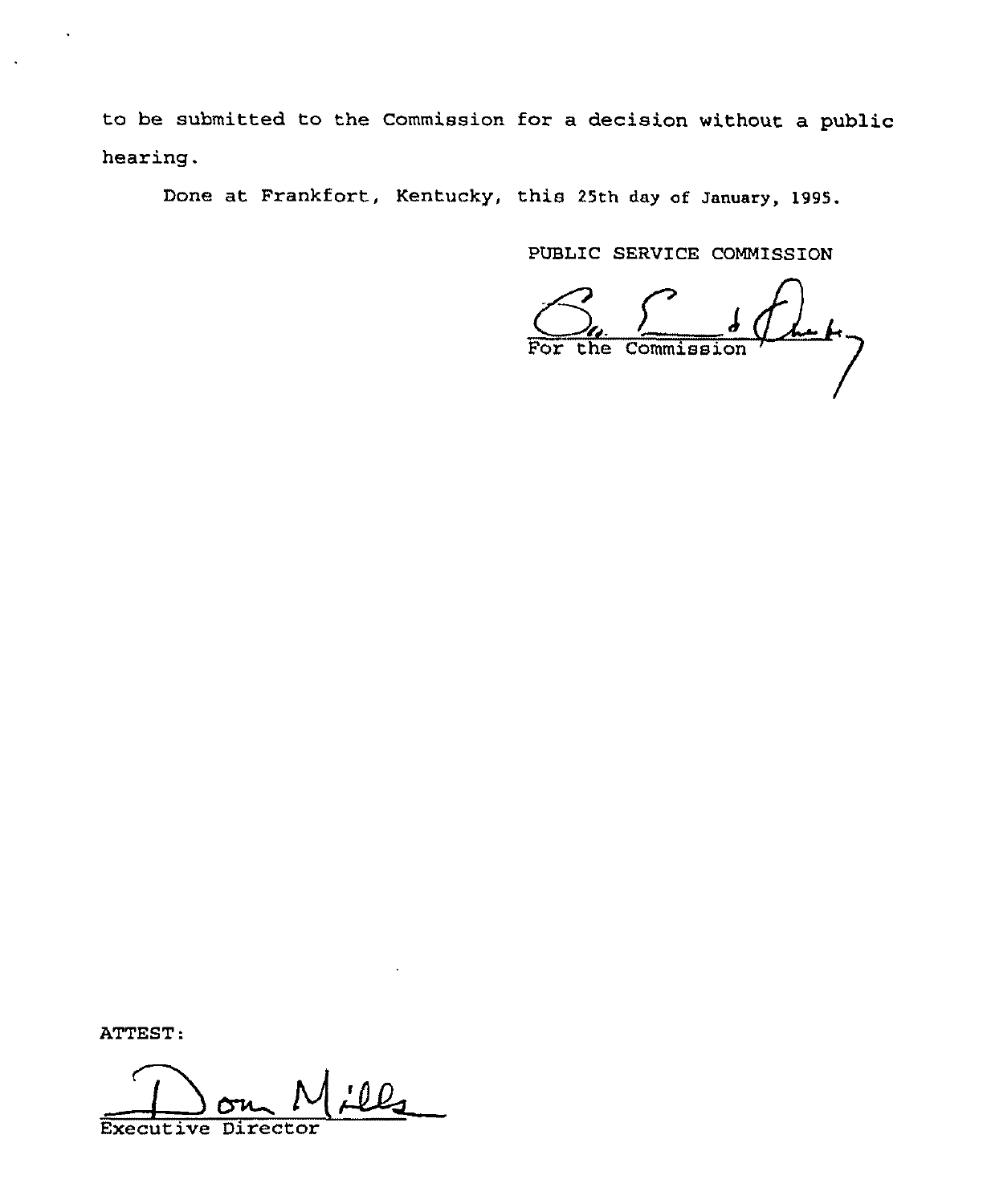to be submitted to the Commission for a decision without a public hearing.

Done at Frankfort, Kentucky, this 25th day of January, 1995.

PUBLIC SERVICE COMMISSION

For the Commission

ATTEST:

Executive Director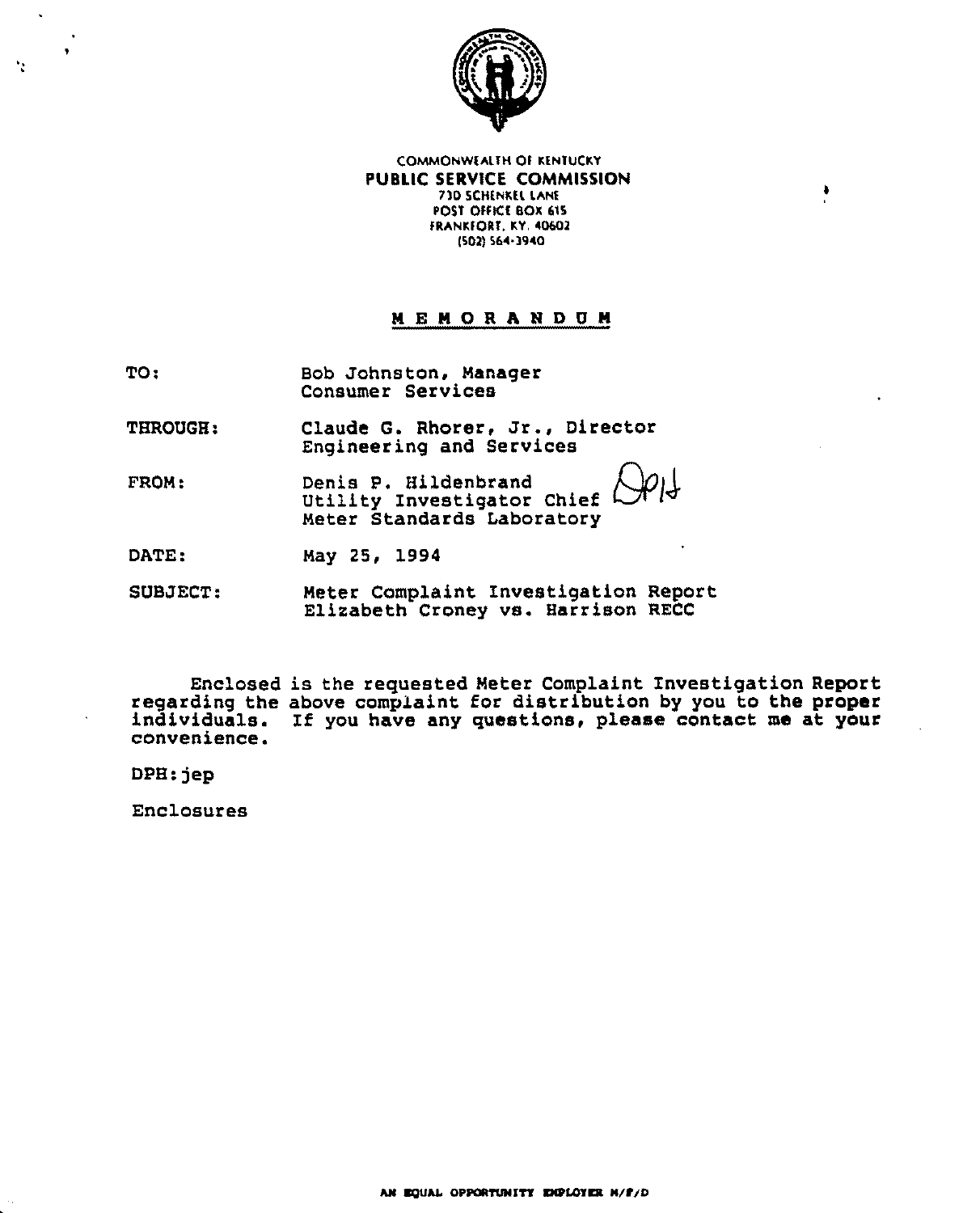COMMONWEALTH OF KENTUCKY
**PUBLIC SERVICE COMMISSION**
730 SCHENKEL LANE
POST OFFICE BOX 615
FRANKFORT, KY. 40602
(502) 564-3940

# MEMORANDUM

TO: Bob Johnston, Manager
Consumer Services

THROUGH: Claude G. Rhorer, Jr., Director
Engineering and Services

FROM: Denis P. Hildenbrand
Utility Investigator Chief
Meter Standards Laboratory

DATE: May 25, 1994

SUBJECT: Meter Complaint Investigation Report
Elizabeth Croney vs. Harrison RECC

Enclosed is the requested Meter Complaint Investigation Report regarding the above complaint for distribution by you to the proper individuals. If you have any questions, please contact me at your convenience.

DPH:jep

Enclosures

AN EQUAL OPPORTUNITY EMPLOYER M/F/D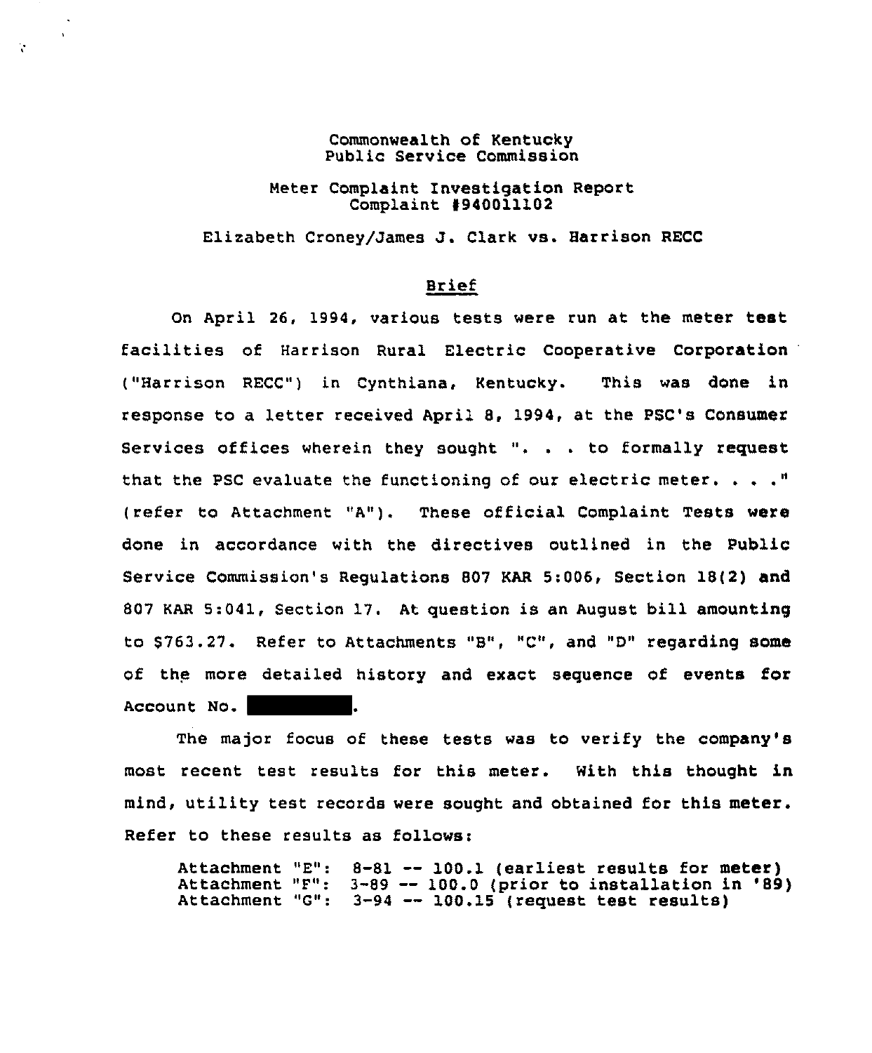Commonwealth of Kentucky
Public Service Commission

Meter Complaint Investigation Report
Complaint #940011102

Elizabeth Croney/James J. Clark vs. Harrison RECC

## Brief

On April 26, 1994, various tests were run at the meter test facilities of Harrison Rural Electric Cooperative Corporation ("Harrison RECC") in Cynthiana, Kentucky. This was done in response to a letter received April 8, 1994, at the PSC's Consumer Services offices wherein they sought ". . . to formally request that the PSC evaluate the functioning of our electric meter. . . ." (refer to Attachment "A"). These official Complaint Tests were done in accordance with the directives outlined in the Public Service Commission's Regulations 807 KAR 5:006, Section 18(2) and 807 KAR 5:041, Section 17. At question is an August bill amounting to $763.27. Refer to Attachments "B", "C", and "D" regarding some of the more detailed history and exact sequence of events for Account No. ██████.

The major focus of these tests was to verify the company's most recent test results for this meter. With this thought in mind, utility test records were sought and obtained for this meter. Refer to these results as follows:

```
Attachment "E":  8-81 -- 100.1 (earliest results for meter)
Attachment "F":  3-89 -- 100.0 (prior to installation in '89)
Attachment "G":  3-94 -- 100.15 (request test results)
```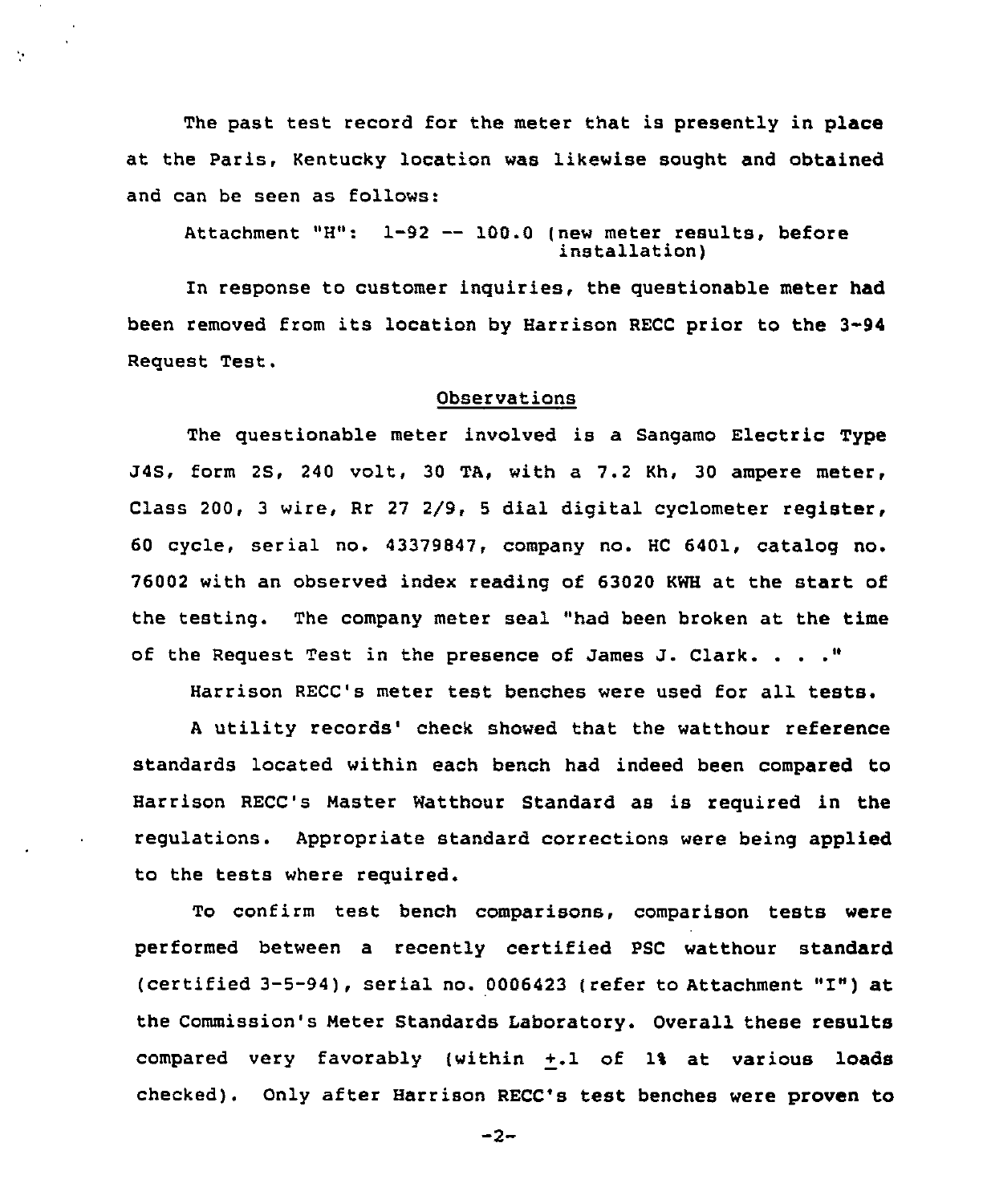The past test record for the meter that is presently in place at the Paris, Kentucky location was likewise sought and obtained and can be seen as follows:

Attachment "H": 1-92 -- 100.0 (new meter results, before installation)

In response to customer inquiries, the questionable meter had been removed from its location by Harrison RECC prior to the 3-94 Request Test.

## Observations

The questionable meter involved is a Sangamo Electric Type J4S, form 2S, 240 volt, 30 TA, with a 7.2 Kh, 30 ampere meter, Class 200, 3 wire, Rr 27 2/9, 5 dial digital cyclometer register, 60 cycle, serial no. 43379847, company no. HC 6401, catalog no. 76002 with an observed index reading of 63020 KWH at the start of the testing. The company meter seal "had been broken at the time of the Request Test in the presence of James J. Clark. . . ."

Harrison RECC's meter test benches were used for all tests.

A utility records' check showed that the watthour reference standards located within each bench had indeed been compared to Harrison RECC's Master Watthour Standard as is required in the regulations. Appropriate standard corrections were being applied to the tests where required.

To confirm test bench comparisons, comparison tests were performed between a recently certified PSC watthour standard (certified 3-5-94), serial no. 0006423 (refer to Attachment "I") at the Commission's Meter Standards Laboratory. Overall these results compared very favorably (within $\pm$.1 of 1% at various loads checked). Only after Harrison RECC's test benches were proven to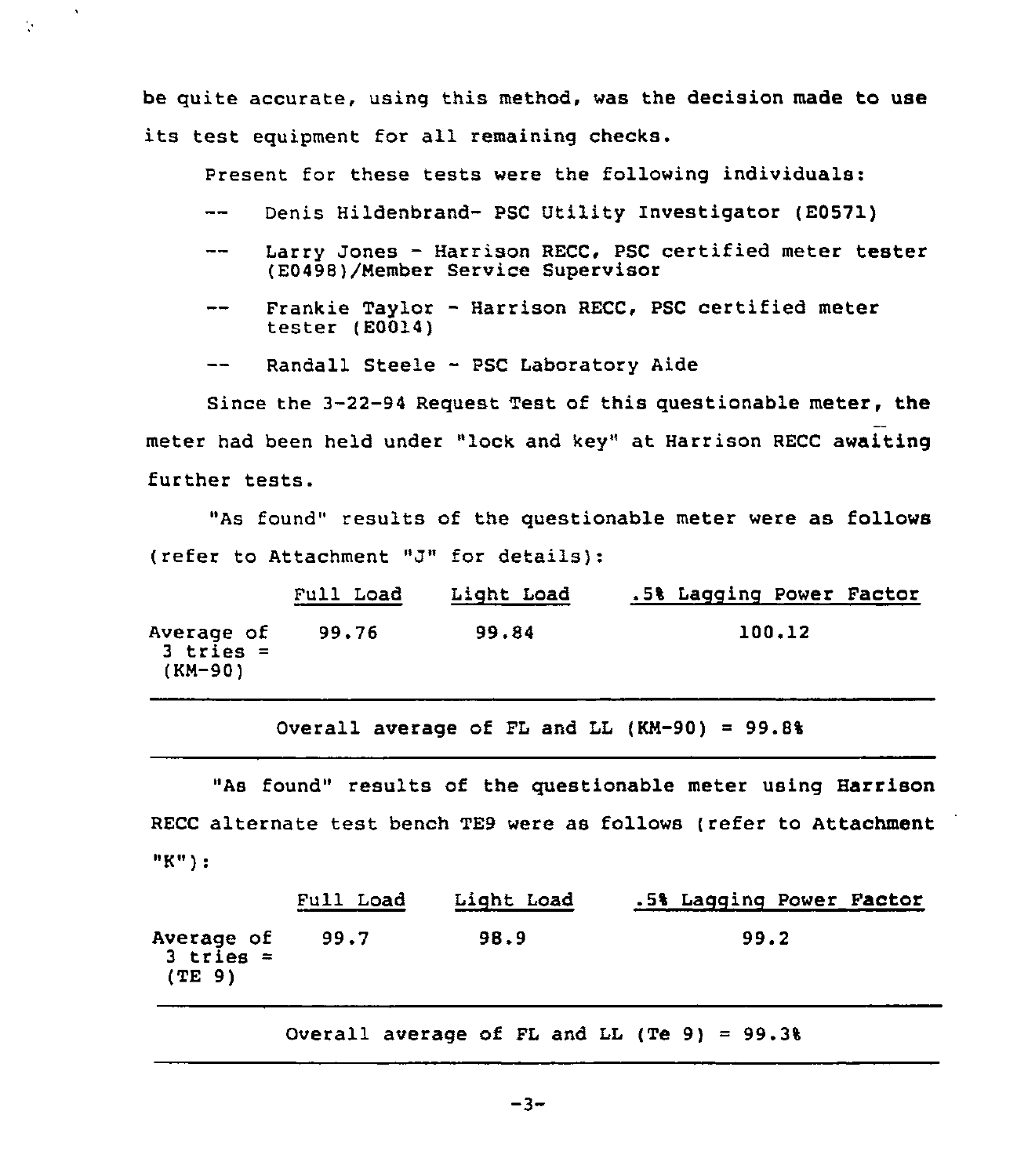be quite accurate, using this method, was the decision made to use its test equipment for all remaining checks.

Present for these tests were the following individuals:

-- Denis Hildenbrand- PSC Utility Investigator (E0571)

-- Larry Jones - Harrison RECC, PSC certified meter tester (E0498)/Member Service Supervisor

-- Frankie Taylor - Harrison RECC, PSC certified meter tester (E0014)

-- Randall Steele - PSC Laboratory Aide

Since the 3-22-94 Request Test of this questionable meter, the meter had been held under "lock and key" at Harrison RECC awaiting further tests.

"As found" results of the questionable meter were as follows (refer to Attachment "J" for details):

| | Full Load | Light Load | .5% Lagging Power Factor |
|---|---|---|---|
| Average of 3 tries = (KM-90) | 99.76 | 99.84 | 100.12 |

Overall average of FL and LL (KM-90) = 99.8%

"As found" results of the questionable meter using Harrison RECC alternate test bench TE9 were as follows (refer to Attachment "K"):

| | Full Load | Light Load | .5% Lagging Power Factor |
|---|---|---|---|
| Average of 3 tries = (TE 9) | 99.7 | 98.9 | 99.2 |

Overall average of FL and LL (Te 9) = 99.3%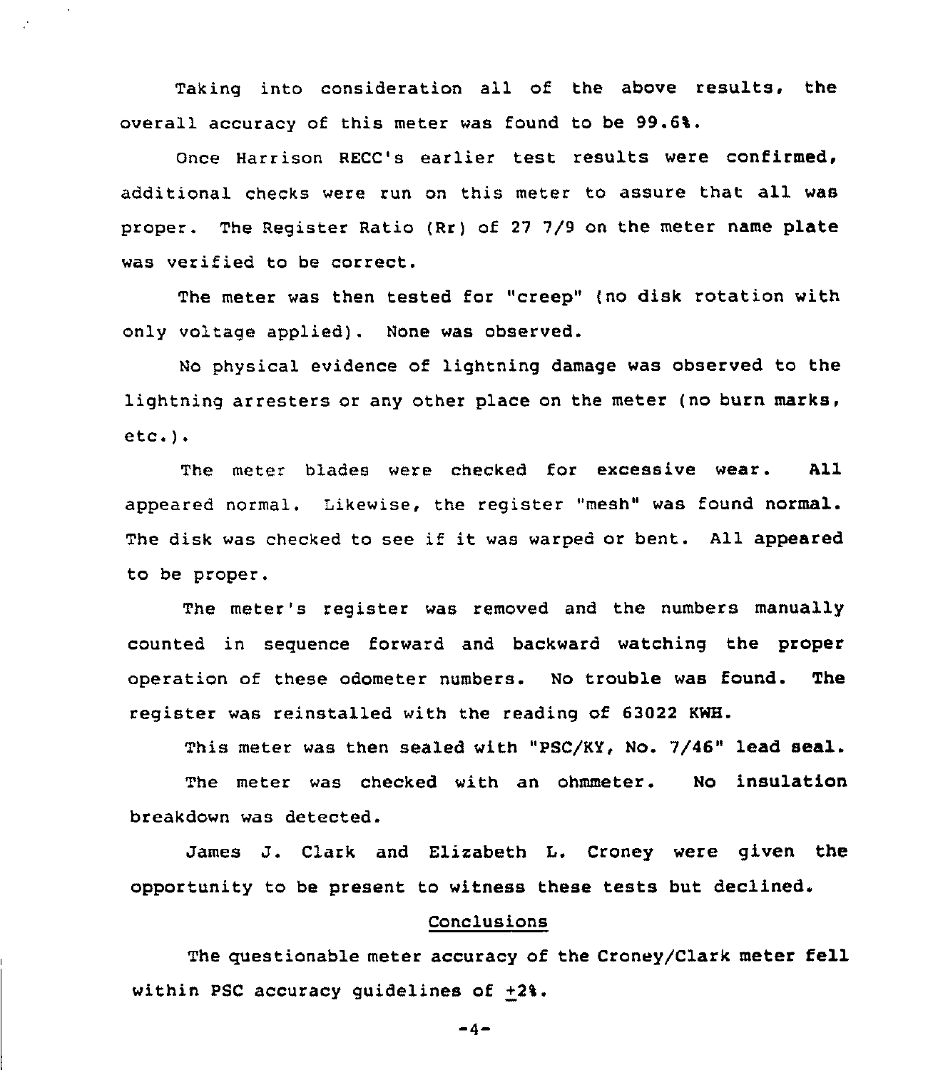Taking into consideration all of the above results, the overall accuracy of this meter was found to be 99.6%.

Once Harrison RECC's earlier test results were confirmed, additional checks were run on this meter to assure that all was proper. The Register Ratio (Rr) of 27 7/9 on the meter name plate was verified to be correct.

The meter was then tested for "creep" (no disk rotation with only voltage applied). None was observed.

No physical evidence of lightning damage was observed to the lightning arresters or any other place on the meter (no burn marks, etc.).

The meter blades were checked for excessive wear. All appeared normal. Likewise, the register "mesh" was found normal. The disk was checked to see if it was warped or bent. All appeared to be proper.

The meter's register was removed and the numbers manually counted in sequence forward and backward watching the proper operation of these odometer numbers. No trouble was found. The register was reinstalled with the reading of 63022 KWH.

This meter was then sealed with "PSC/KY, No. 7/46" lead seal.

The meter was checked with an ohmmeter. No insulation breakdown was detected.

James J. Clark and Elizabeth L. Croney were given the opportunity to be present to witness these tests but declined.

## Conclusions

The questionable meter accuracy of the Croney/Clark meter fell within PSC accuracy guidelines of $\pm 2\%$.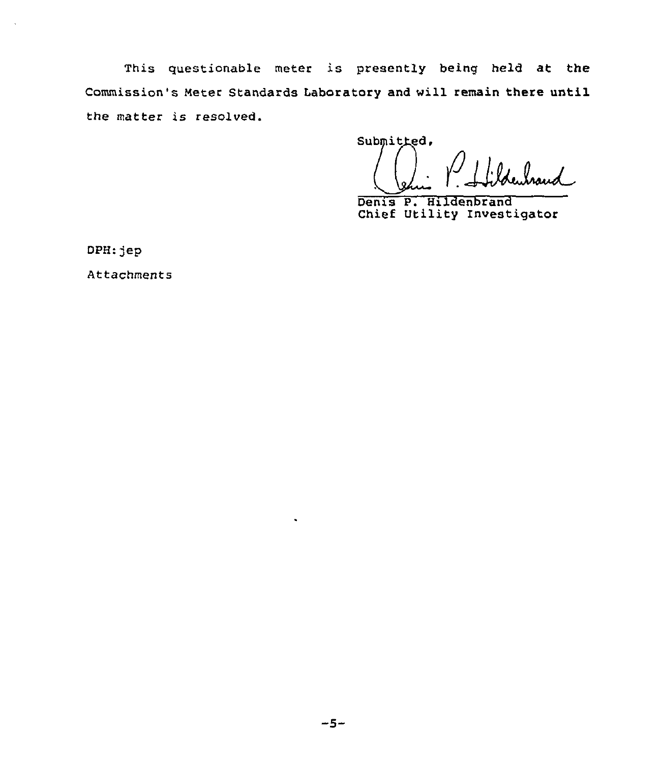This questionable meter is presently being held at the Commission's Meter Standards Laboratory and will remain there until the matter is resolved.

Submitted,

Denis P. Hildenbrand
Chief Utility Investigator

DPH:jep

Attachments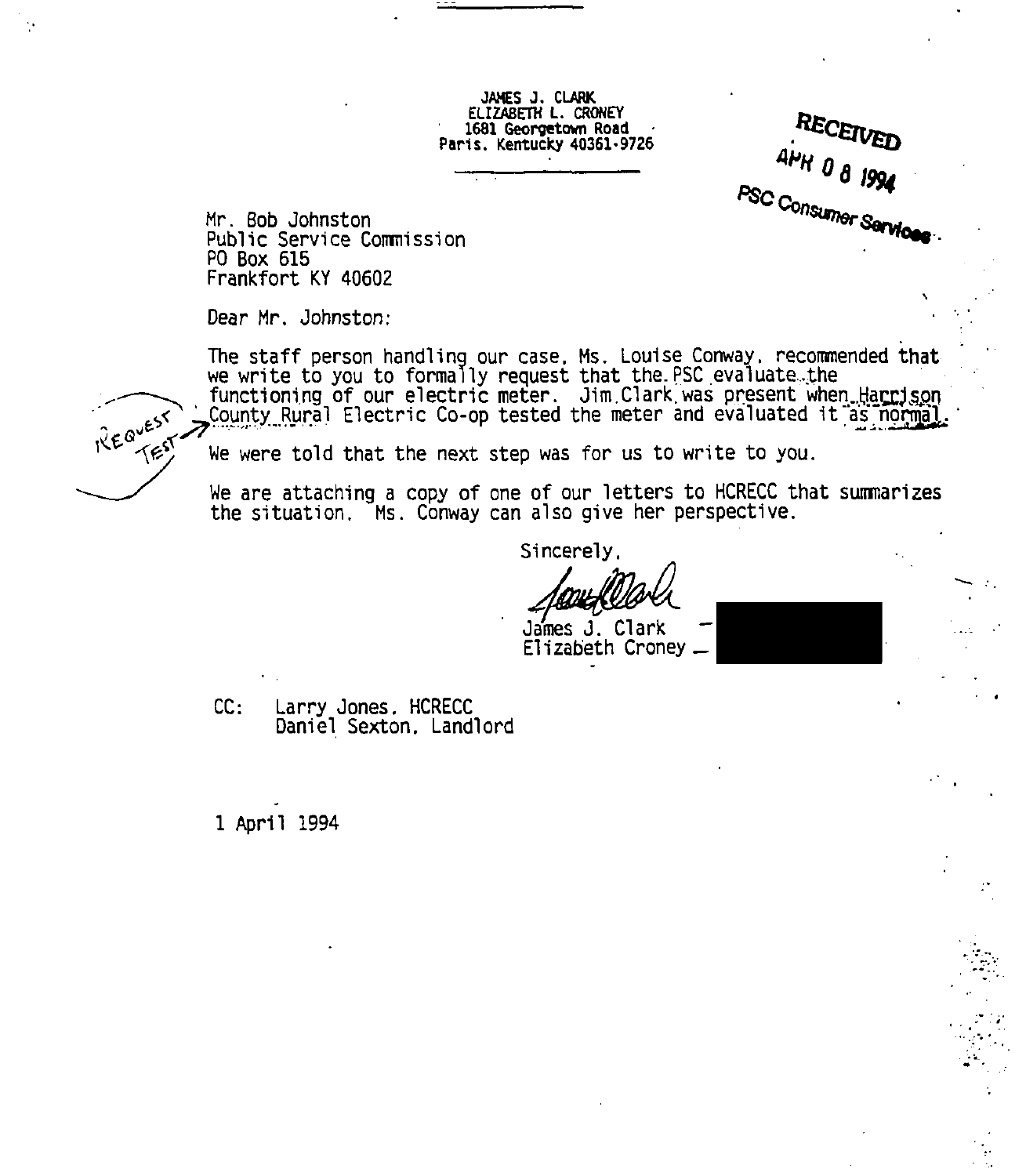JAMES J. CLARK
ELIZABETH L. CRONEY
1681 Georgetown Road
Paris, Kentucky 40361-9726

RECEIVED
APR 08 1994
PSC Consumer Services

Mr. Bob Johnston
Public Service Commission
PO Box 615
Frankfort KY 40602

Dear Mr. Johnston:

The staff person handling our case, Ms. Louise Conway, recommended that we write to you to formally request that the PSC evaluate the functioning of our electric meter. Jim Clark was present when Harrison County Rural Electric Co-op tested the meter and evaluated it as normal.

REQUEST TEST

We were told that the next step was for us to write to you.

We are attaching a copy of one of our letters to HCRECC that summarizes the situation. Ms. Conway can also give her perspective.

Sincerely,

James J. Clark
Elizabeth Croney

CC: Larry Jones, HCRECC
Daniel Sexton, Landlord

1 April 1994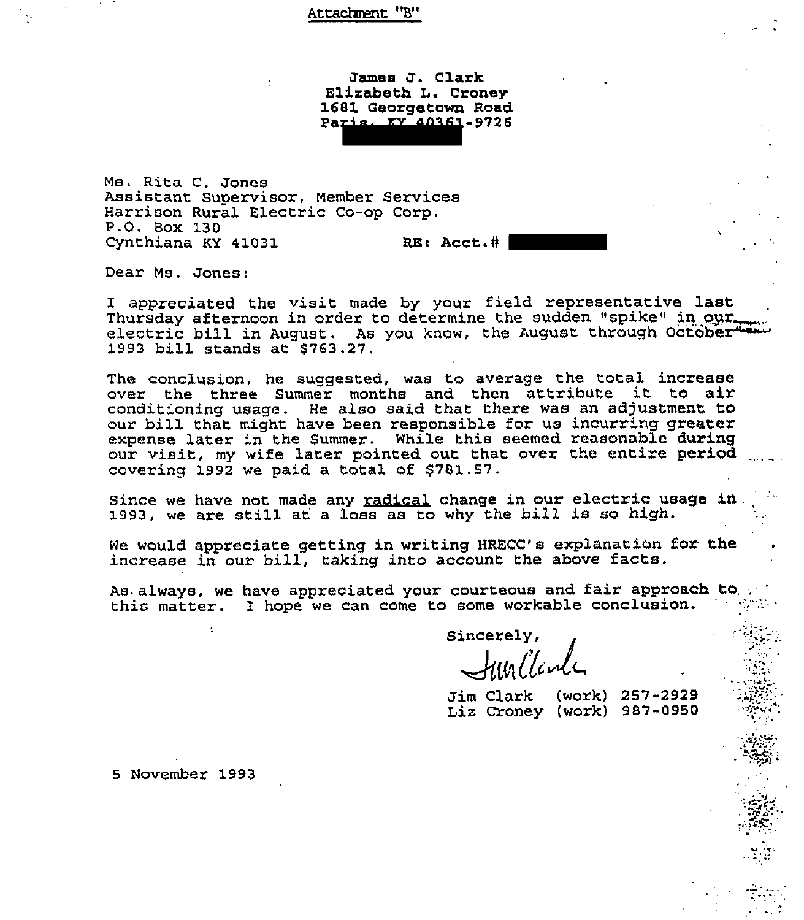Attachment "B"

**James J. Clark**
**Elizabeth L. Croney**
**1681 Georgetown Road**
**Paris, KY 40361-9726**

Ms. Rita C. Jones
Assistant Supervisor, Member Services
Harrison Rural Electric Co-op Corp.
P.O. Box 130
Cynthiana KY 41031

**RE: Acct.#**

Dear Ms. Jones:

I appreciated the visit made by your field representative last Thursday afternoon in order to determine the sudden "spike" in our electric bill in August. As you know, the August through October 1993 bill stands at $763.27.

The conclusion, he suggested, was to average the total increase over the three Summer months and then attribute it to air conditioning usage. He also said that there was an adjustment to our bill that might have been responsible for us incurring greater expense later in the Summer. While this seemed reasonable during our visit, my wife later pointed out that over the entire period covering 1992 we paid a total of $781.57.

Since we have not made any <u>radical</u> change in our electric usage in 1993, we are still at a loss as to why the bill is so high.

We would appreciate getting in writing HRECC's explanation for the increase in our bill, taking into account the above facts.

As always, we have appreciated your courteous and fair approach to this matter. I hope we can come to some workable conclusion.

Sincerely,

Jim Clark

Jim Clark (work) 257-2929
Liz Croney (work) 987-0950

5 November 1993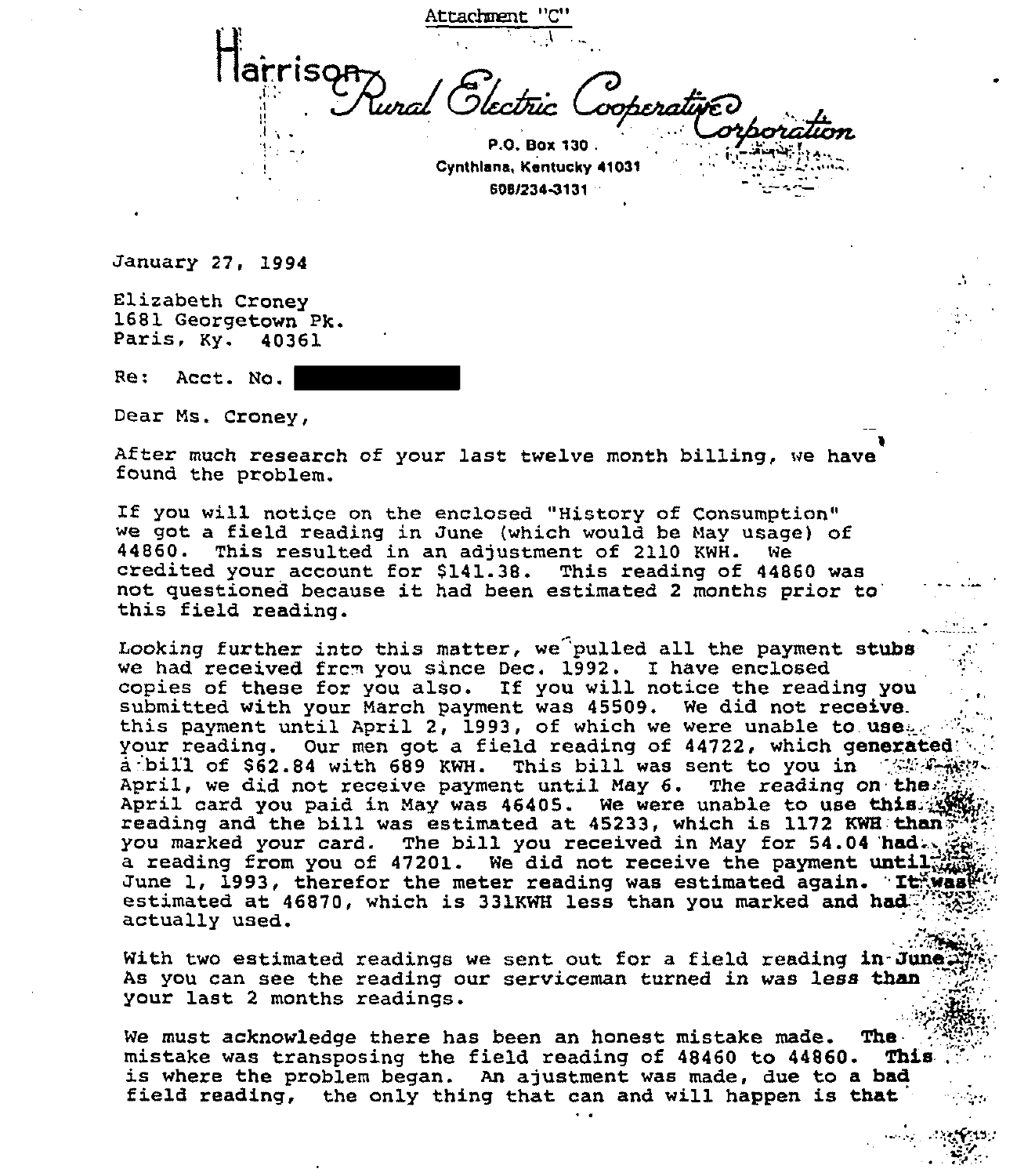Attachment "C"

Harrison Rural Electric Cooperative Corporation

P.O. Box 130
Cynthiana, Kentucky 41031
606/234-3131

January 27, 1994

Elizabeth Croney
1681 Georgetown Pk.
Paris, Ky. 40361

Re: Acct. No. ██████████

Dear Ms. Croney,

After much research of your last twelve month billing, we have found the problem.

If you will notice on the enclosed "History of Consumption" we got a field reading in June (which would be May usage) of 44860. This resulted in an adjustment of 2110 KWH. We credited your account for $141.38. This reading of 44860 was not questioned because it had been estimated 2 months prior to this field reading.

Looking further into this matter, we pulled all the payment stubs we had received from you since Dec. 1992. I have enclosed copies of these for you also. If you will notice the reading you submitted with your March payment was 45509. We did not receive this payment until April 2, 1993, of which we were unable to use your reading. Our men got a field reading of 44722, which generated a bill of $62.84 with 689 KWH. This bill was sent to you in April, we did not receive payment until May 6. The reading on the April card you paid in May was 46405. We were unable to use this reading and the bill was estimated at 45233, which is 1172 KWH than you marked your card. The bill you received in May for 54.04 had a reading from you of 47201. We did not receive the payment until June 1, 1993, therefor the meter reading was estimated again. It was estimated at 46870, which is 331KWH less than you marked and had actually used.

With two estimated readings we sent out for a field reading in June. As you can see the reading our serviceman turned in was less than your last 2 months readings.

We must acknowledge there has been an honest mistake made. The mistake was transposing the field reading of 48460 to 44860. This is where the problem began. An ajustment was made, due to a bad field reading, the only thing that can and will happen is that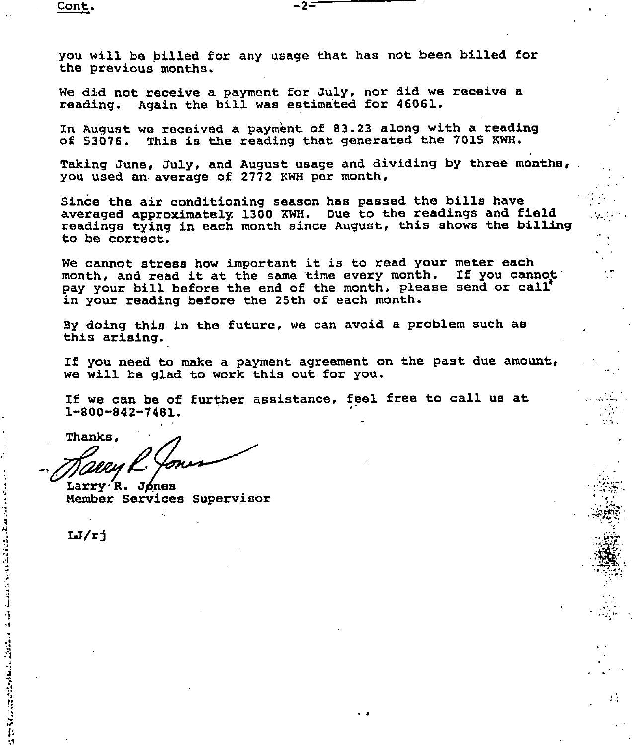you will be billed for any usage that has not been billed for the previous months.

We did not receive a payment for July, nor did we receive a reading. Again the bill was estimated for 46061.

In August we received a payment of 83.23 along with a reading of 53076. This is the reading that generated the 7015 KWH.

Taking June, July, and August usage and dividing by three months, you used an average of 2772 KWH per month,

Since the air conditioning season has passed the bills have averaged approximately 1300 KWH. Due to the readings and field readings tying in each month since August, this shows the billing to be correct.

We cannot stress how important it is to read your meter each month, and read it at the same time every month. If you cannot pay your bill before the end of the month, please send or call in your reading before the 25th of each month.

By doing this in the future, we can avoid a problem such as this arising.

If you need to make a payment agreement on the past due amount, we will be glad to work this out for you.

If we can be of further assistance, feel free to call us at 1-800-842-7481.

Thanks,

Larry R. Jones
Member Services Supervisor

LJ/rj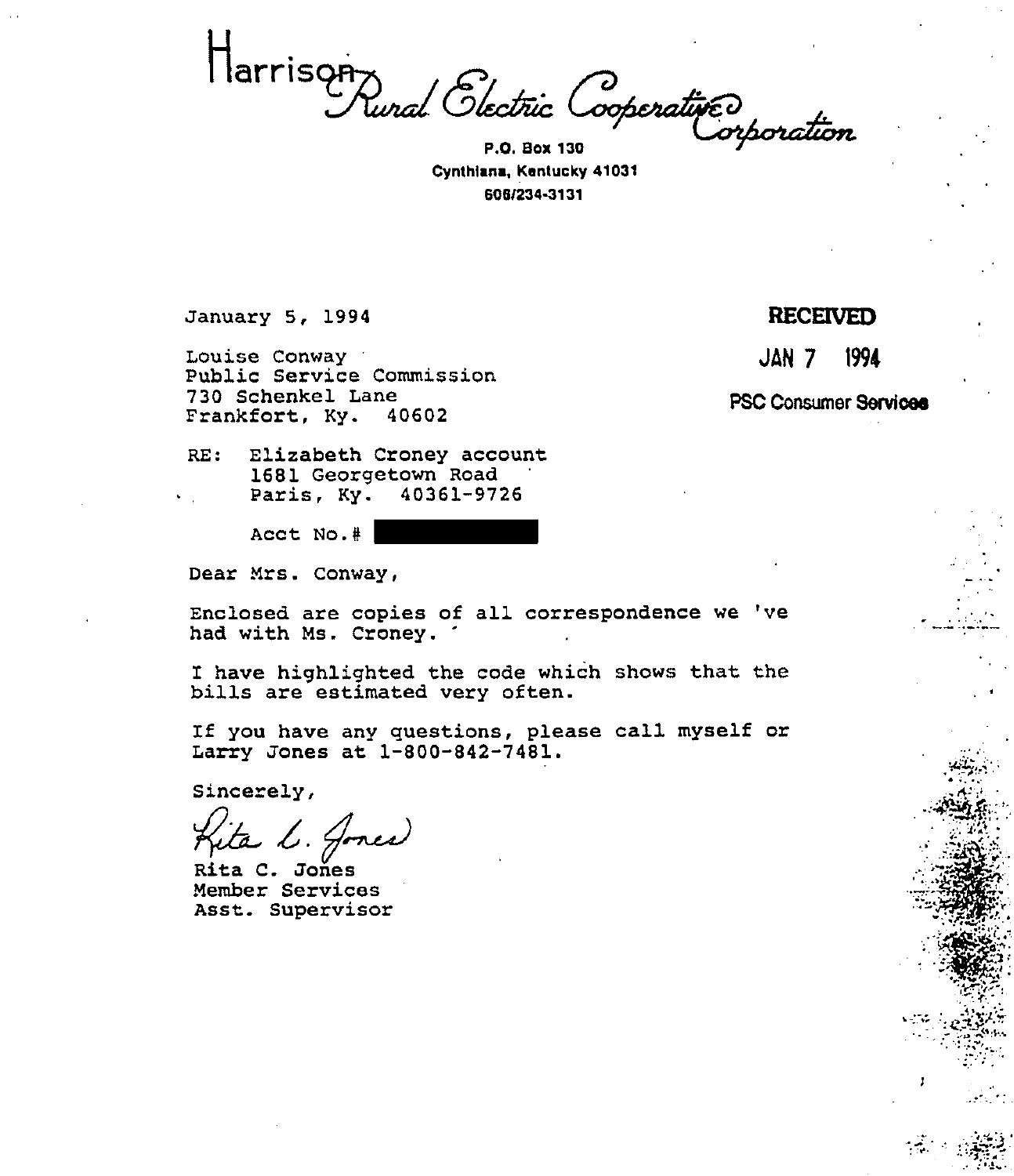# Harrison Rural Electric Cooperative Corporation

**P.O. Box 130**
**Cynthiana, Kentucky 41031**
**606/234-3131**

January 5, 1994

**RECEIVED**

**JAN 7 1994**

**PSC Consumer Services**

Louise Conway
Public Service Commission
730 Schenkel Lane
Frankfort, Ky. 40602

RE: Elizabeth Croney account
1681 Georgetown Road
Paris, Ky. 40361-9726

Acct No.# ████████

Dear Mrs. Conway,

Enclosed are copies of all correspondence we 've had with Ms. Croney.

I have highlighted the code which shows that the bills are estimated very often.

If you have any questions, please call myself or Larry Jones at 1-800-842-7481.

Sincerely,

*Rita C. Jones*

Rita C. Jones
Member Services
Asst. Supervisor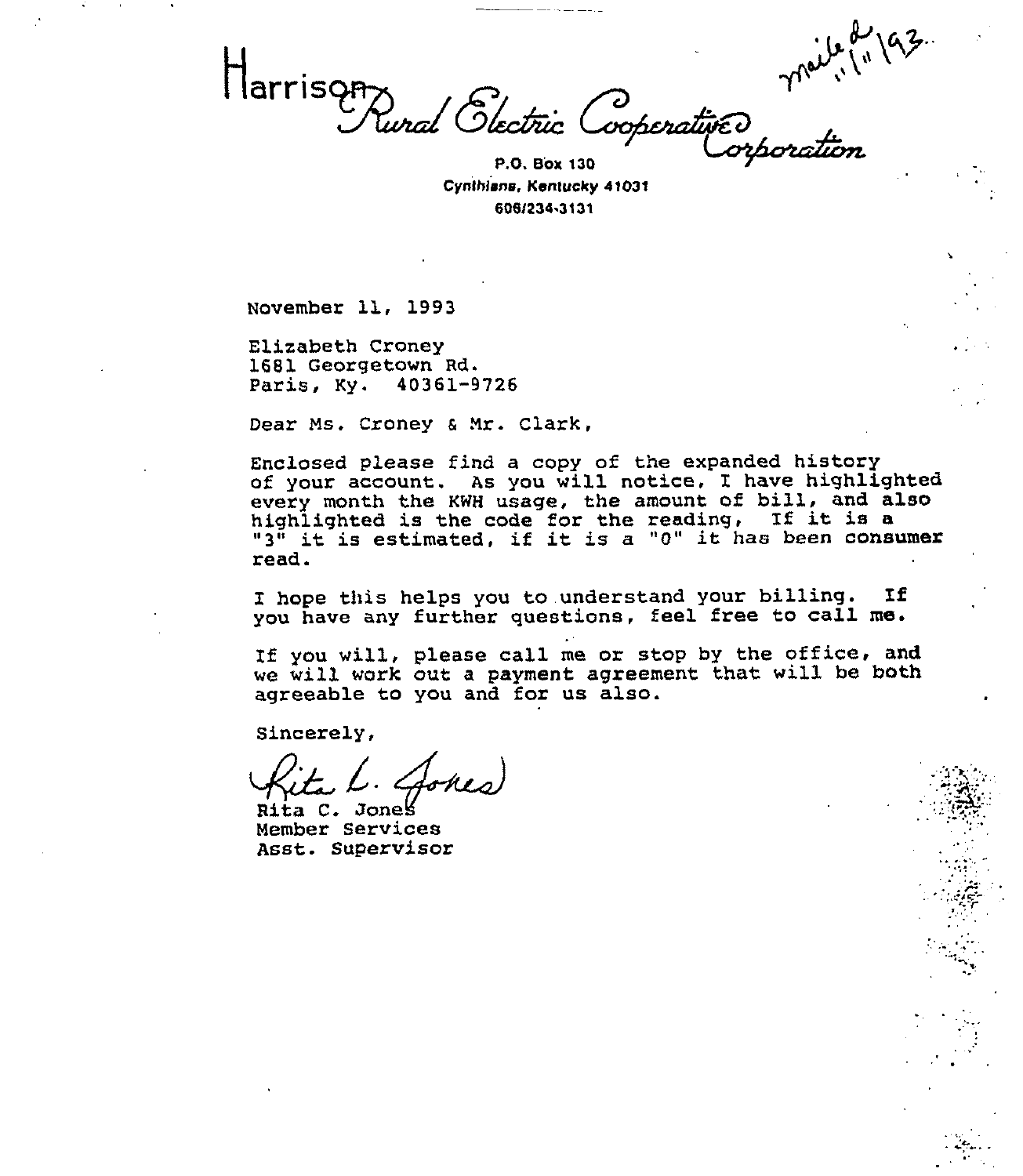Harrison Rural Electric Cooperative Corporation

P.O. Box 130
Cynthiana, Kentucky 41031
606/234-3131

mailed 11/11/93

November 11, 1993

Elizabeth Croney
1681 Georgetown Rd.
Paris, Ky. 40361-9726

Dear Ms. Croney & Mr. Clark,

Enclosed please find a copy of the expanded history of your account. As you will notice, I have highlighted every month the KWH usage, the amount of bill, and also highlighted is the code for the reading, If it is a "3" it is estimated, if it is a "0" it has been consumer read.

I hope this helps you to understand your billing. If you have any further questions, feel free to call me.

If you will, please call me or stop by the office, and we will work out a payment agreement that will be both agreeable to you and for us also.

Sincerely,

Rita L. Jones

Rita C. Jones
Member Services
Asst. Supervisor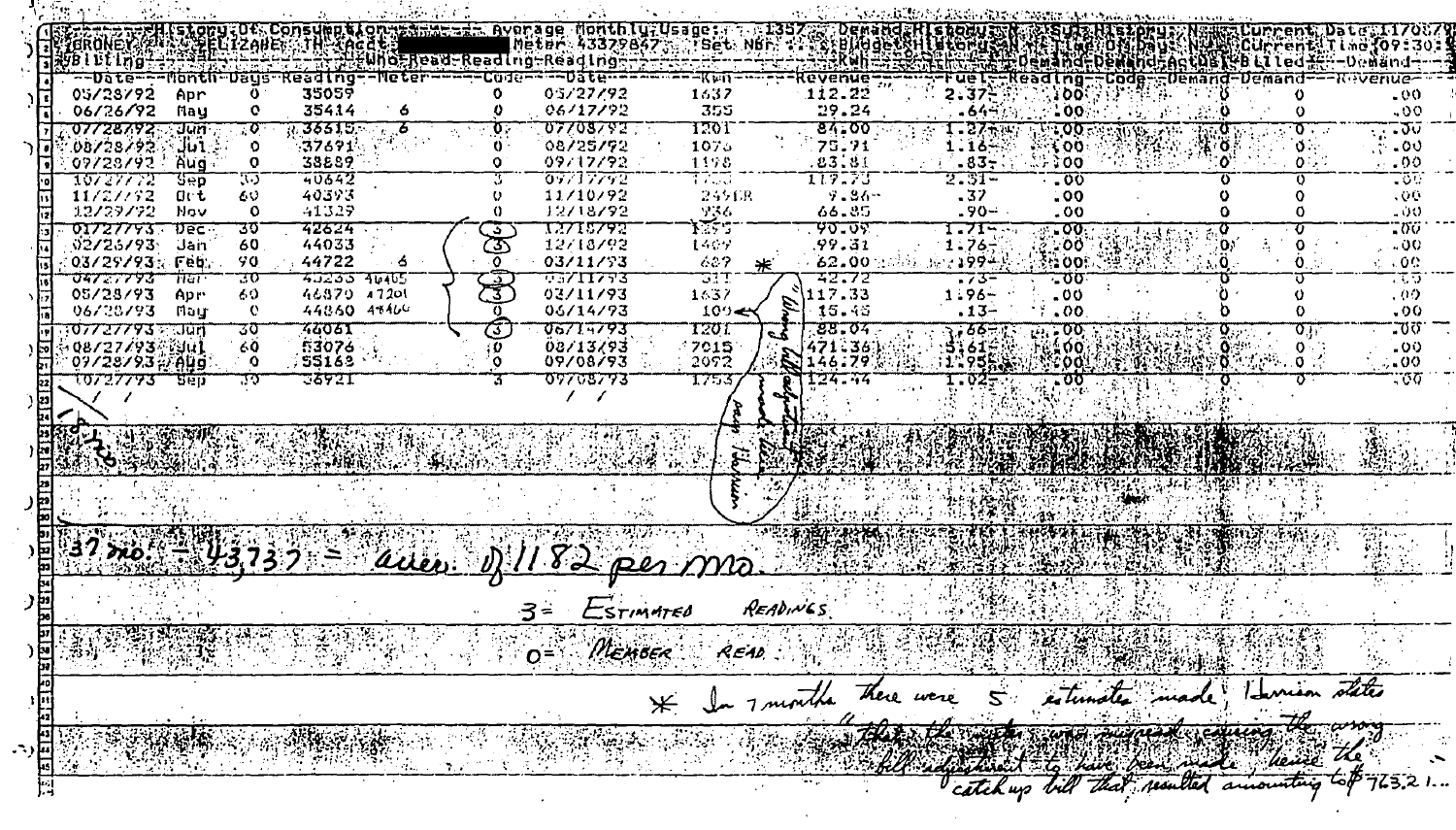History Of Consumption — Average Monthly Usage: 1357 — Demand History: N — Sub History: N — Current Date: 11/08/9?
GRONEY ELIZABETH Acct [REDACTED] Meter 43379847 Set Nbr: Budget History: N Time Of Day: N Current Time: 09:30:
Billing — Who Read Reading Reading — Kwh — Demand-Demand-Actual-Billed — Demand

| Date | Month | Days | Reading | Meter | Code | Date | Kwh | Revenue | Fuel | Reading | Code | Demand | Demand | Revenue |
|---|---|---|---|---|---|---|---|---|---|---|---|---|---|---|
| 05/28/92 | Apr | 0 | 35059 | | 0 | 05/27/92 | 1637 | 112.22 | 2.37- | .00 | | 0 | 0 | .00 |
| 06/26/92 | May | 0 | 35414 | 6 | 0 | 06/17/92 | 355 | 29.24 | .64- | .00 | | 0 | 0 | .00 |
| 07/28/92 | Jun | 0 | 36615 | 6 | 0 | 07/08/92 | 1201 | 84.00 | 1.27- | .00 | | 0 | 0 | .00 |
| 08/28/92 | Jul | 0 | 37691 | | 0 | 08/25/92 | 1076 | 75.71 | 1.16- | .00 | | 0 | 0 | .00 |
| 09/28/92 | Aug | 0 | 38889 | | 0 | 09/17/92 | 1198 | 83.81 | .83- | .00 | | 0 | 0 | .00 |
| 10/27/92 | Sep | 30 | 40642 | | 3 | 09/17/92 | 1753 | 119.75 | 2.51- | .00 | | 0 | 0 | .00 |
| 11/27/92 | Oct | 60 | 40393 | | 0 | 11/10/92 | 249CR | 9.86- | .37 | .00 | | 0 | 0 | .00 |
| 12/29/92 | Nov | 0 | 41329 | | 0 | 12/18/92 | 936 | 66.85 | .90- | .00 | | 0 | 0 | .00 |
| 01/27/93 | Dec | 30 | 42624 | | 3 | 12/18/92 | 1295 | 90.09 | 1.71- | .00 | | 0 | 0 | .00 |
| 02/26/93 | Jan | 60 | 44033 | | 3 | 12/18/92 | 1409 | 99.31 | 1.76- | .00 | | 0 | 0 | .00 |
| 03/29/93 | Feb | 90 | 44722 | 6 | 0 | 03/11/93 | 689 | 62.00 | .99- | .00 | | 0 | 0 | .00 |
| 04/27/93 | Mar | 30 | 45233 44465 | | 3 | 03/11/93 | 511 | 42.72 | .73- | .00 | | 0 | 0 | .00 |
| 05/28/93 | Apr | 60 | 46870 47201 | | 3 | 03/11/93 | 1637 | 117.33 | 1.96- | .00 | | 0 | 0 | .00 |
| 06/28/93 | May | 0 | 44860 47466 | | 0 | 06/14/93 | 109 | 15.45 | .13- | .00 | | 0 | 0 | .00 |
| 07/27/93 | Jun | 30 | 46061 | | 3 | 06/14/93 | 1201 | 88.04 | .66- | .00 | | 0 | 0 | .00 |
| 08/27/93 | Jul | 60 | 53076 | | 0 | 08/13/93 | 7015 | 471.36 | 5.61- | .00 | | 0 | 0 | .00 |
| 09/28/93 | Aug | 0 | 55168 | | 0 | 09/08/93 | 2092 | 146.79 | 1.95- | .00 | | 0 | 0 | .00 |
| 10/27/93 | Sep | 30 | 56921 | | 3 | 09/08/93 | 1753 | 124.44 | 1.02- | .00 | | 0 | 0 | .00 |

*(Handwritten annotations:)*

"Wrong bill adjustment made per Harrison" (with arrow pointing to the 109 kWh reading)

37 mo. – 43,737 = aver. of 1182 per mo.

3 = ESTIMATED READINGS

0 = MEMBER READ

\* In 7 months there were 5 estimates made; Harrison states "that the meter was misread causing the wrong bill adjustment to have been made hence the catch up bill that resulted amounting to $763.21..."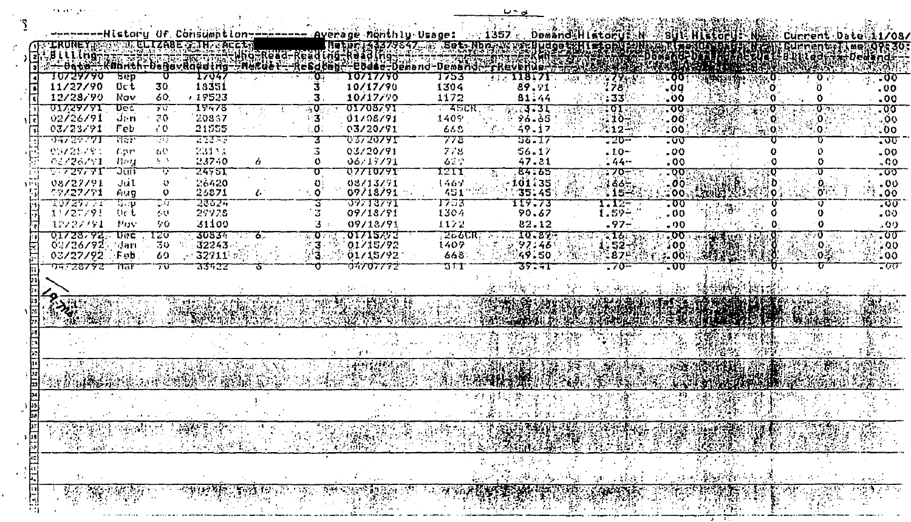--------History Of Consumption-------- Average Monthly Usage: 1357 Demand History: N Sul History: N Current Date 11/08/

CRONEY ELIZABETH Acct ██████ Meter 14337954? Set Nbr Budget History: N Current Time 09:30

| Billing Date | Month | Days | Rev Reading | Meter | Read Codes | Reading Date | KWH | Revenue | | | | | |
|---|---|---|---|---|---|---|---|---|---|---|---|---|---|
| 10/29/90 | Sep | 0 | 17047 | | 0 | 10/17/90 | 1753 | 118.71 | .79 | .00 | 0 | 0 | .00 |
| 11/27/90 | Oct | 30 | 18351 | | 3 | 10/17/90 | 1304 | 89.91 | .78 | .00 | 0 | 0 | .00 |
| 12/28/90 | Nov | 60 | 19523 | | 3 | 10/17/90 | 1172 | 81.44 | .33 | .00 | 0 | 0 | .00 |
| 01/29/91 | Dec | 90 | 19478 | | 0 | 01/08/91 | 45CR | 3.31 | .01 | .00 | 0 | 0 | .00 |
| 02/26/91 | Jan | 30 | 20887 | | 3 | 01/08/91 | 1409 | 96.65 | .10- | .00 | 0 | 0 | .00 |
| 03/23/91 | Feb | 70 | 21555 | | 0 | 03/20/91 | 668 | 49.17 | .12- | .00 | 0 | 0 | .00 |
| 04/29/91 | Mar | 30 | 22333 | | 3 | 03/20/91 | 778 | 56.17 | .20- | .00 | 0 | 0 | .00 |
| 05/21/91 | Apr | 60 | 23111 | | 3 | 03/20/91 | 778 | 56.17 | .10- | .00 | 0 | 0 | .00 |
| 06/26/91 | May | | 23740 | 6 | 0 | 06/13/91 | 629 | 47.21 | .44- | .00 | 0 | 0 | .00 |
| 07/29/91 | Jun | 0 | 24951 | | 0 | 07/10/91 | 1211 | 84.65 | .70- | .00 | 0 | 0 | .00 |
| 08/27/91 | Jul | 0 | 26420 | | 0 | 08/13/91 | 1469 | 101.35 | .66- | .00 | 0 | 0 | .00 |
| 09/27/91 | Aug | 0 | 26871 | 6 | 0 | 09/18/91 | 451 | 35.45 | .15- | .00 | 0 | 0 | .00 |
| 10/29/91 | Sep | 30 | 28624 | | 3 | 09/18/91 | 1753 | 119.73 | 1.12- | .00 | 0 | 0 | .00 |
| 11/27/91 | Oct | 60 | 29928 | | 3 | 09/18/91 | 1304 | 90.67 | 1.59- | .00 | 0 | 0 | .00 |
| 12/27/91 | Nov | 90 | 31100 | | 3 | 09/18/91 | 1172 | 82.12 | .97- | .00 | 0 | 0 | .00 |
| 01/28/92 | Dec | 120 | 30834 | 6 | 0 | 01/15/92 | 266CR | 10.89- | .16 | .00 | 0 | 0 | .00 |
| 02/26/92 | Jan | 30 | 32243 | | 3 | 01/15/92 | 1409 | 97.46 | 1.52- | .00 | 0 | 0 | .00 |
| 03/27/92 | Feb | 60 | 32911 | | 3 | 01/15/92 | 668 | 49.50 | .87- | .00 | 0 | 0 | .00 |
| 04/28/92 | Mar | 70 | 33422 | 6 | 0 | 04/07/92 | 511 | 39.41 | .70- | .00 | 0 | 0 | .00 |

19.70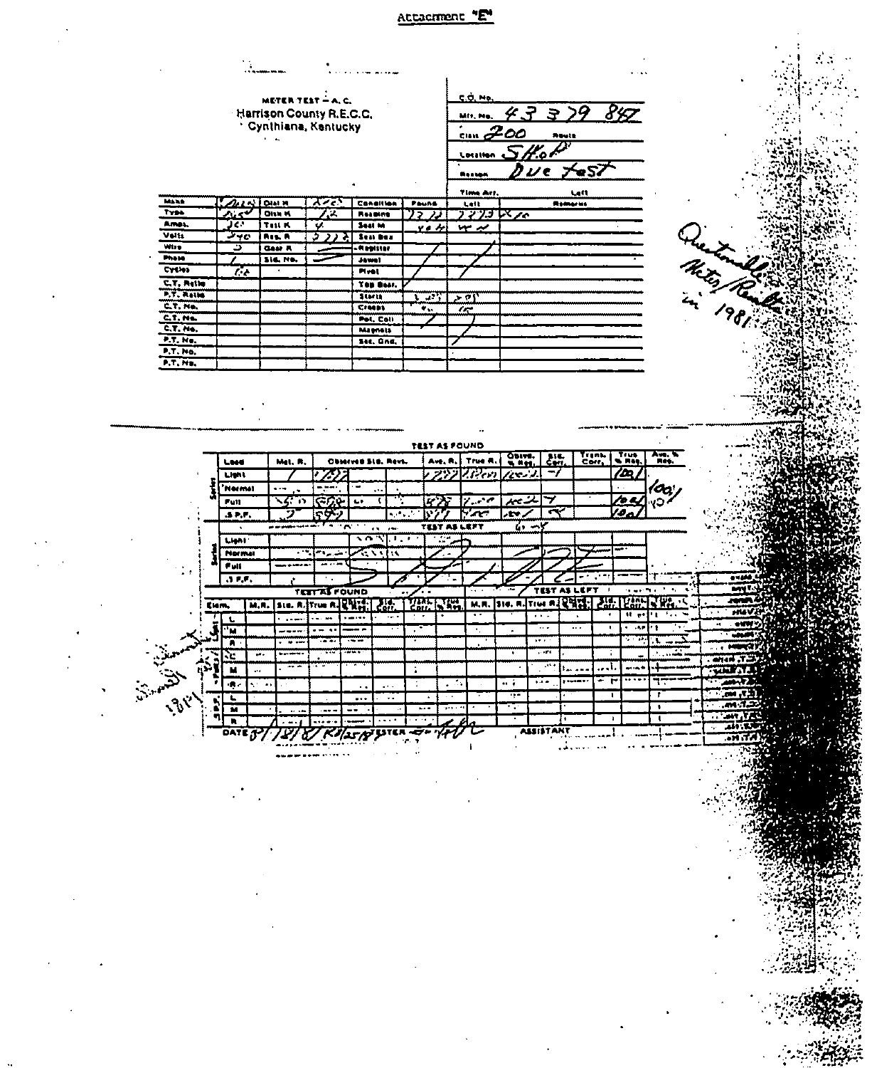Attachment "E"

METER TEST — A. C.
Harrison County R.E.C.C.
Cynthiana, Kentucky

| | |
|---|---|
| C.O. No. | |
| Mtr. No. | 43 379 847 |
| Class | 200 | Route |
| Location | SHOP |
| Reason | Due test |

| Make | | Disk R | | Condition | Found | Left | Remarks |
|---|---|---|---|---|---|---|---|
| Type | | Disk K | 7.2 | Reading | 7278 | 7279 | |
| Amps. | 30 | Test K | 4 | Seal M | | | |
| Volts | 240 | Reg. R | | Seal Box | | | |
| Wire | 3 | Gear R | | Register | | | |
| Phase | 1 | Std. No. | | Jewel | | | |
| Cycles | 60 | | | Pivot | | | |
| C.T. Ratio | | | | Top Bear. | | | |
| P.T. Ratio | | | | Starts | | | |
| C.T. No. | | | | Creeps | | | |
| C.T. No. | | | | Pot. Coil | | | |
| C.T. No. | | | | Magnets | | | |
| P.T. No. | | | | Sec. Gnd. | | | |
| P.T. No. | | | | | | | |
| P.T. No. | | | | | | | |

*Questionable Meter/Readings in 1981*

**TEST AS FOUND**

| Load | Met. R. | Observed Std. Revs. | Ave. R. | True R. | Obsvd. % Reg. | Std. Corr. | Trans. Corr. | True % Reg. | Ave. % Reg. |
|---|---|---|---|---|---|---|---|---|---|
| Light | 1 | | | | | | | 100.1 | 100.1 |
| Normal | | | | | | | | | |
| Full | 5 | | | | | | | 100.2 | |
| .5 P.F. | 2 | | | | | | | 100.1 | |

**TEST AS LEFT**

| Load | | | | |
|---|---|---|---|---|
| Light | | | | |
| Normal | | | | |
| Full | | | | |
| .5 P.F. | | | | |

| Elem. | | TEST AS FOUND M.R. | Std. R. | True R. | Obsvd. % Reg. | Std. Corr. | Trans. Corr. | True % Reg. | TEST AS LEFT M.R. | Std. R. | True R. | Obsvd. % Reg. | Std. Corr. | Trans. Corr. | True % Reg. |
|---|---|---|---|---|---|---|---|---|---|---|---|---|---|---|---|
| Unit | L | | | | | | | | | | | | | | |
| | M | | | | | | | | | | | | | | |
| | R | | | | | | | | | | | | | | |
| Poly. | L | | | | | | | | | | | | | | |
| | M | | | | | | | | | | | | | | |
| | R | | | | | | | | | | | | | | |
| .5 P.F. | L | | | | | | | | | | | | | | |
| | M | | | | | | | | | | | | | | |
| | R | | | | | | | | | | | | | | |

DATE 8/18/81 Rd 8/25/81 TESTER ASSISTANT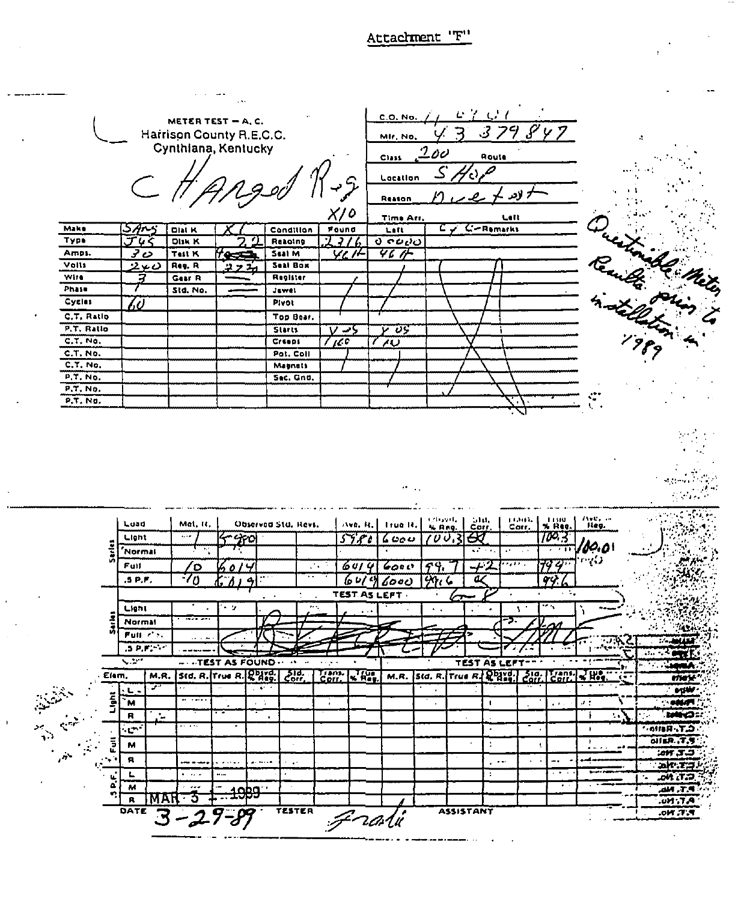Attachment "F"

METER TEST — A. C.
Harrison County R.E.C.C.
Cynthiana, Kentucky

CHanged Reg X10

| | |
|---|---|
| C.O. No. | 11 6701 |
| Mtr. No. | 43 379847 |
| Class | 200 |
| Route | |
| Location | SHOP |
| Reason | Overtest |

| | | | | | Found | Left | Remarks |
|---|---|---|---|---|---|---|---|
| Make | SANG | Dial K | X1 | Condition | | | C y C |
| Type | J45 | Disk K | 22 | Reading | 2316 | 0 0000 | |
| Amps. | 30 | Test K | 4 | Seal M | 4614 | 4614 | |
| Volts | 240 | Reg. R | 2722 | Seal Box | | | |
| Wire | 3 | Gear R | — | Register | / | / | |
| Phase | 1 | Std. No. | — | Jewel | | | |
| Cycles | 60 | | | Pivot | | | |
| C.T. Ratio | | | | Top Bear. | | | |
| P.T. Ratio | | | | Starts | Y 05 | Y 05 | |
| C.T. No. | | | | Creeps | 1/60 | 1 40 | |
| C.T. No. | | | | Pot. Coil | | | |
| C.T. No. | | | | Magnets | | | |
| P.T. No. | | | | Sec. Gnd. | | | |
| P.T. No. | | | | | | | |
| P.T. No. | | | | | | | |

Questionable Meter Results prior to installation in 1989

| | Load | Met. R. | Observed Std. Revs. | Ave. R. | True R. | Obsvd. % Reg. | Std. Corr. | Trans. Corr. | True % Reg. | Ave. % Reg. |
|---|---|---|---|---|---|---|---|---|---|---|
| Series | Light | 1 | 5980 | 5980 | 6000 | 100.3 | OK | | 100.3 | 100.01 |
| | Normal | | | | | | | | | |
| | Full | 10 | 6014 | 6014 | 6000 | 99.7 | +2 | | 99.9 | |
| | .5 P.F. | 10 | 6019 | 6019 | 6000 | 99.6 | OK | | 99.6 | |

TEST AS LEFT — 6-8

| | Load | | | | | | | | | |
|---|---|---|---|---|---|---|---|---|---|---|
| Series | Light | | | | | | | | | |
| | Normal | | | | | | | | | |
| | Full | | | | | | | | | |
| | .5 P.F. | | | | | | | | | |

BROKE REG SHAFT

| Elem. | | TEST AS FOUND M.R. | Std. R. | True R. | Obsvd. % Reg. | Std. Corr. | Trans. Corr. | True % Reg. | TEST AS LEFT M.R. | Std. R. | True R. | Obsvd. % Reg. | Std. Corr. | Trans. Corr. | True % Reg. |
|---|---|---|---|---|---|---|---|---|---|---|---|---|---|---|---|
| Light | L | | | | | | | | | | | | | | |
| | M | | | | | | | | | | | | | | |
| | R | | | | | | | | | | | | | | |
| Full | L | | | | | | | | | | | | | | |
| | M | | | | | | | | | | | | | | |
| | R | | | | | | | | | | | | | | |
| .5 P.F. | L | | | | | | | | | | | | | | |
| | M | | | | | | | | | | | | | | |
| | R | MAR 3 1 1989 | | | | | | | | | | | | | |

DATE 3-29-89 TESTER Frate ASSISTANT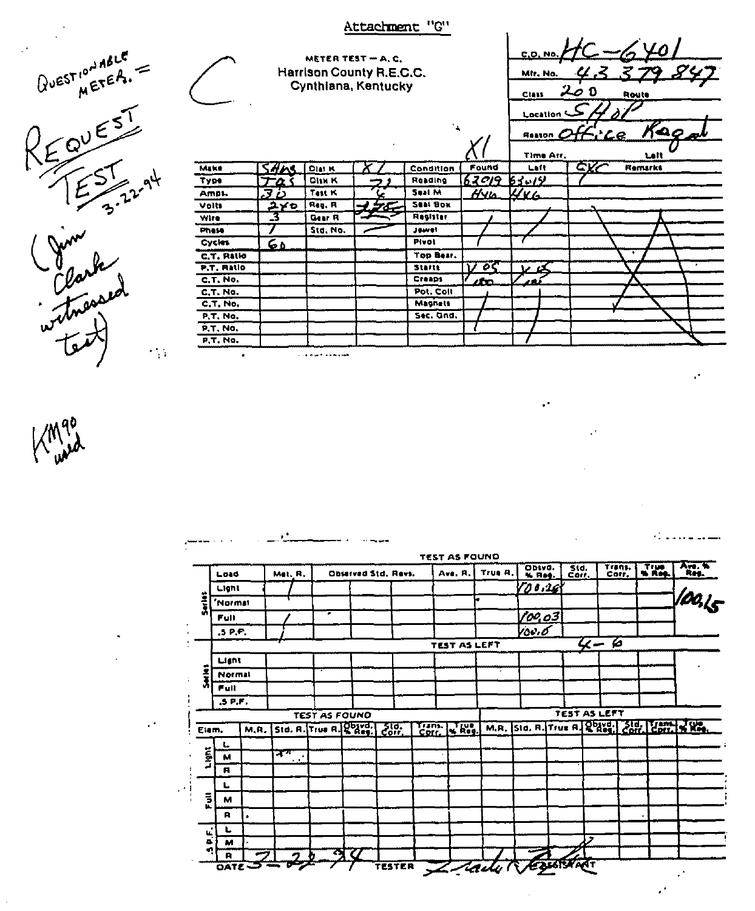Attachment "G"

QUESTIONABLE METER. =

REQUEST TEST 3-22-94

(Jim Clark witnessed test)

KM90 used

C

METER TEST — A. C.
Harrison County R.E.C.C.
Cynthiana, Kentucky

| | |
|---|---|
| C.O. No. | HC-6401 |
| Mfr. No. | 43 379 847 |
| Class | 200 |
| Route | |
| Location | SHOP |
| Reason | Office Request |
| Time Arr. | |
| Left | |

| Make | SANG | Dial K | X1 | Condition | Found | Left | CKC Remarks |
|---|---|---|---|---|---|---|---|
| Type | J4S | Disk K | 7.2 | Reading | 62019 | 63019 | |
| Amps. | 30 | Test K | 6 | Seal M | H46 | H46 | |
| Volts | 240 | Reg. R | 27.25 | Seal Box | | | |
| Wire | 3 | Gear R | | Register | / | / | |
| Phase | 1 | Std. No. | | Jewel | / | / | |
| Cycles | 60 | | | Pivot | | | |
| C.T. Ratio | | | | Top Bear. | | | |
| P.T. Ratio | | | | Starts | Y 05 | Y 05 | |
| C.T. No. | | | | Creeps | 100 | 100 | |
| C.T. No. | | | | Pot. Coil | | | |
| C.T. No. | | | | Magnets | / | / | |
| P.T. No. | | | | Sec. Gnd. | | | |
| P.T. No. | | | | | | | |
| P.T. No. | | | | | | | |

TEST AS FOUND

| | Load | Met. R. | Observed Std. Revs. | | | Ave. R. | True R. | Obsvd. % Reg. | Std. Corr. | Trans. Corr. | True % Reg. | Ave. % Reg. |
|---|---|---|---|---|---|---|---|---|---|---|---|---|
| Series | Light | 1 | | | | | | 100.26 | | | | 100.25 |
| | Normal | | | | | | | | | | | |
| | Full | 1 | | | | | | 100.03 | | | | |
| | .5 P.F. | 1 | | | | | | 100.6 | | | | |

TEST AS LEFT 4-6

| | Load | Met. R. | Observed Std. Revs. | | | Ave. R. | True R. | Obsvd. % Reg. | Std. Corr. | Trans. Corr. | True % Reg. |
|---|---|---|---|---|---|---|---|---|---|---|---|
| Series | Light | | | | | | | | | | |
| | Normal | | | | | | | | | | |
| | Full | | | | | | | | | | |
| | .5 P.F. | | | | | | | | | | |

| | | TEST AS FOUND | | | | | | | TEST AS LEFT | | | | | | |
|---|---|---|---|---|---|---|---|---|---|---|---|---|---|---|---|
| Elem. | | M.R. | Std. R. | True R. | Obsvd. % Reg. | Std. Corr. | Trans. Corr. | True % Reg. | M.R. | Std. R. | True R. | Obsvd. % Reg. | Std. Corr. | Trans. Corr. | True % Reg. |
| Light | L | | | | | | | | | | | | | | |
| | M | | | | | | | | | | | | | | |
| | R | | | | | | | | | | | | | | |
| Full | L | | | | | | | | | | | | | | |
| | M | | | | | | | | | | | | | | |
| | R | | | | | | | | | | | | | | |
| .5 P.F. | L | | | | | | | | | | | | | | |
| | M | | | | | | | | | | | | | | |
| | R | | | | | | | | | | | | | | |

DATE 3-22-94 TESTER [signature] ASSISTANT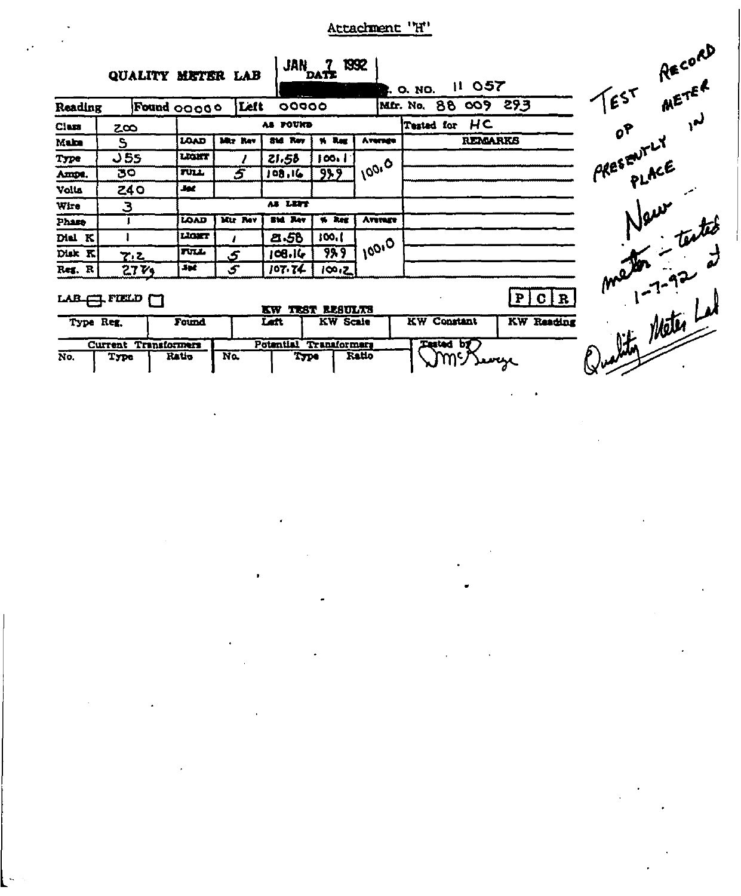Attachment "H"

**QUALITY METER LAB** | JAN 7 1992 DATE | ███. O. NO. 11 057

| Reading | Found 00000 | Left 00000 | | | | | Mfr. No. 88 009 293 |
|---|---|---|---|---|---|---|---|
| Class | 200 | AS FOUND | | | | | Tested for HC |
| Make | S | LOAD | Mtr Rev | Std Rev | % Reg | Average | REMARKS |
| Type | J55 | LIGHT | 1 | 21.58 | 100.1 | 100.0 | |
| Amps. | 30 | FULL | 5 | 108.16 | 99.9 | | |
| Volts | 240 | Ind | | | | | |
| Wire | 3 | AS LEFT | | | | | |
| Phase | 1 | LOAD | Mtr Rev | Std Rev | % Reg | Average | |
| Dial K | 1 | LIGHT | 1 | 21.58 | 100.1 | 100.0 | |
| Disk K | 7.2 | FULL | 5 | 108.16 | 99.9 | | |
| Reg. R | 27 7/9 | Ind | 5 | 107.74 | 100.2 | | |

LAB ☐ FIELD ☐ &nbsp;&nbsp;&nbsp; P | C | R

**KW TEST RESULTS**

| Type Reg. | Found | Left | KW Scale | KW Constant | KW Reading |
|---|---|---|---|---|---|
| | | | | | |

| Current Transformers | | | Potential Transformers | | | Tested by |
|---|---|---|---|---|---|---|
| No. | Type | Ratio | No. | Type | Ratio | JMcGeorge |

TEST RECORD OF METER PRESENTLY IN PLACE

New meter - tested 1-7-92 at Quality Meter Lab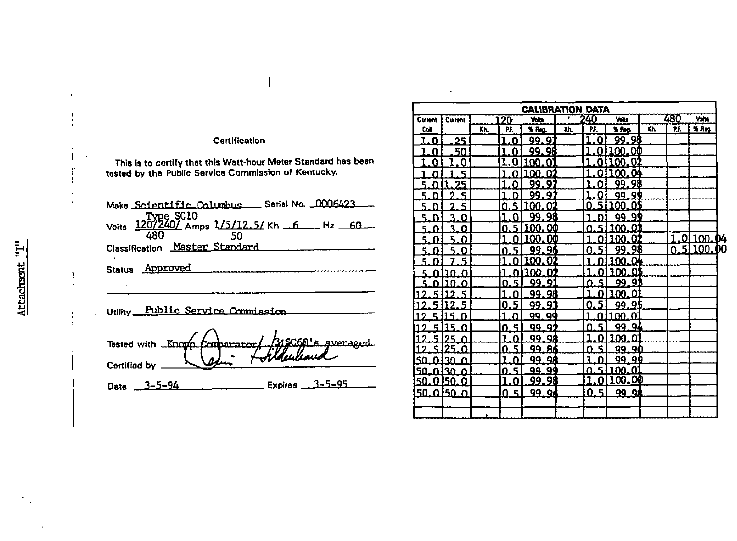Attachment "I"

### Certification

This is to certify that this Watt-hour Meter Standard has been tested by the Public Service Commission of Kentucky.

Make Scientific Columbus Serial No. 0006423
Type SC10

Volts 120/240/480 Amps 1/5/12.5/50 Kh .6 Hz 60

Classification Master Standard

Status Approved

Utility Public Service Commission

Tested with Knopp Comparator/ 3 SC60's averaged

Certified by [signature]

Date 3-5-94 Expires 3-5-95

| CALIBRATION DATA | | | | | | | | | | | |
|---|---|---|---|---|---|---|---|---|---|---|---|
| Current | Current | 120 | | Volts | 240 | | Volts | 480 | | Volts | |
| Coil | | Kh. | P.F. | % Reg. | Kh. | P.F. | % Reg. | Kh. | P.F. | % Reg. | |
| 1.0 | .25 | | 1.0 | 99.97 | | 1.0 | 99.98 | | | | |
| 1.0 | .50 | | 1.0 | 99.98 | | 1.0 | 100.00 | | | | |
| 1.0 | 1.0 | | 1.0 | 100.01 | | 1.0 | 100.02 | | | | |
| 1.0 | 1.5 | | 1.0 | 100.02 | | 1.0 | 100.04 | | | | |
| 5.0 | 1.25 | | 1.0 | 99.97 | | 1.0 | 99.98 | | | | |
| 5.0 | 2.5 | | 1.0 | 99.97 | | 1.0 | 99.99 | | | | |
| 5.0 | 2.5 | | 0.5 | 100.02 | | 0.5 | 100.05 | | | | |
| 5.0 | 3.0 | | 1.0 | 99.98 | | 1.0 | 99.99 | | | | |
| 5.0 | 3.0 | | 0.5 | 100.00 | | 0.5 | 100.03 | | | | |
| 5.0 | 5.0 | | 1.0 | 100.00 | | 1.0 | 100.02 | | 1.0 | 100.04 | |
| 5.0 | 5.0 | | 0.5 | 99.96 | | 0.5 | 99.98 | | 0.5 | 100.00 | |
| 5.0 | 7.5 | | 1.0 | 100.02 | | 1.0 | 100.04 | | | | |
| 5.0 | 10.0 | | 1.0 | 100.02 | | 1.0 | 100.05 | | | | |
| 5.0 | 10.0 | | 0.5 | 99.91 | | 0.5 | 99.93 | | | | |
| 12.5 | 12.5 | | 1.0 | 99.98 | | 1.0 | 100.01 | | | | |
| 12.5 | 12.5 | | 0.5 | 99.93 | | 0.5 | 99.95 | | | | |
| 12.5 | 15.0 | | 1.0 | 99.99 | | 1.0 | 100.01 | | | | |
| 12.5 | 15.0 | | 0.5 | 99.92 | | 0.5 | 99.94 | | | | |
| 12.5 | 25.0 | | 1.0 | 99.98 | | 1.0 | 100.01 | | | | |
| 12.5 | 25.0 | | 0.5 | 99.86 | | 0.5 | 99.90 | | | | |
| 50.0 | 30.0 | | 1.0 | 99.98 | | 1.0 | 99.99 | | | | |
| 50.0 | 30.0 | | 0.5 | 99.99 | | 0.5 | 100.01 | | | | |
| 50.0 | 50.0 | | 1.0 | 99.98 | | 1.0 | 100.00 | | | | |
| 50.0 | 50.0 | | 0.5 | 99.96 | | 0.5 | 99.98 | | | | |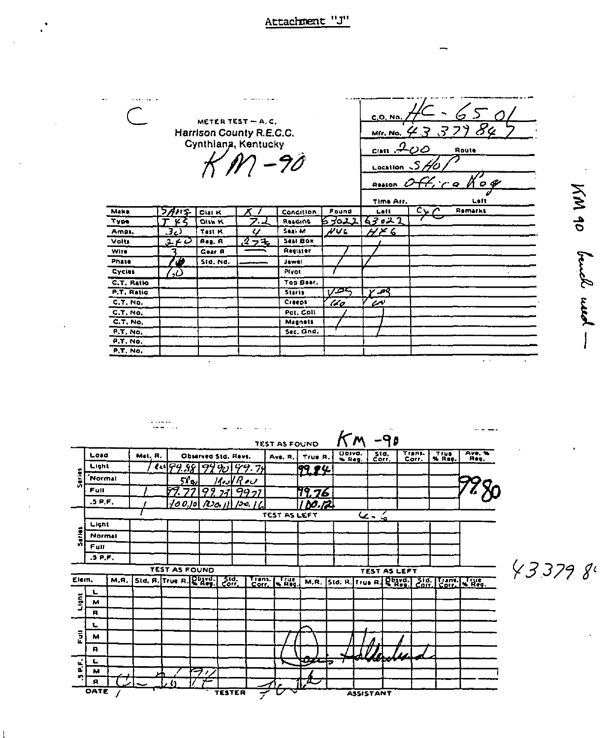Attachment "J"

C

METER TEST — A. C.
Harrison County R.E.C.C.
Cynthiana, Kentucky

KM-90

C.O. No. HC-6501
Mfr. No. 43379847
Class 200 Route
Location SHOP
Reason Office Req
Time Arr. Left

| | | | | | | | |
|---|---|---|---|---|---|---|---|
| Make | SANG | Dial K | X 1 | Condition | Found | Left | CxC Remarks |
| Type | J K5 | Disk K | 7.2 | Reading | 63022 | 63022 | |
| Amps. | 30 | Test K | 4 | Seal M | HVG | HXG | |
| Volts | 240 | Reg. R | 27 7/9 | Seal Box | | | |
| Wire | 3 | Gear R | ——— | Register | / | / | |
| Phase | 1Ø | Std. No. | ——— | Jewel | | | |
| Cycles | 60 | | | Pivot | / | / | |
| C.T. Ratio | | | | Top Bear. | | | |
| P.T. Ratio | | | | Starts | V25 | X25 | |
| C.T. No. | | | | Creeps | ✓no | ✓no | |
| C.T. No. | | | | Pot. Coil | | | |
| C.T. No. | | | | Magnets | / | / | |
| P.T. No. | | | | Sec. Gnd. | | | |
| P.T. No. | | | | | | | |
| P.T. No. | | | | | | | |

KM 90 bench used —

TEST AS FOUND KM-90

| | Load | Met. R. | Observed Std. Revs. | | | Ave. R. | True R. | Obsvd. % Reg. | Std. Corr. | Trans. Corr. | True % Reg. | Ave. % Reg. |
|---|---|---|---|---|---|---|---|---|---|---|---|---|
| Series | Light | 1 rev | 99.88 | 99.90 | 99.74 | | 99.84 | | | | | |
| | Normal | | 5 Rev | 1 Rev | 1 Rev | | | | | | | 99.80 |
| | Full | 1 | 99.77 | 99.71 | 99.71 | | 99.76 | | | | | |
| | .5 P.F. | 1 | 100.10 | 100.11 | 100.16 | | 100.12 | | | | | |

TEST AS LEFT 6-6

| | Load | Met. R. | Observed Std. Revs. | | | Ave. R. | True R. | Obsvd. % Reg. | Std. Corr. | Trans. Corr. | True % Reg. |
|---|---|---|---|---|---|---|---|---|---|---|---|
| Series | Light | | | | | | | | | | |
| | Normal | | | | | | | | | | |
| | Full | | | | | | | | | | |
| | .5 P.F. | | | | | | | | | | |

43379 8

| | | TEST AS FOUND | | | | | | | TEST AS LEFT | | | | | | |
|---|---|---|---|---|---|---|---|---|---|---|---|---|---|---|---|
| Elem. | | M.R. | Std. R. | True R. | Obsvd. % Reg. | Std. Corr. | Trans. Corr. | True % Reg. | M.R. | Std. R. | True R. | Obsvd. % Reg. | Std. Corr. | Trans. Corr. | True % Reg. |
| Light | L | | | | | | | | | | | | | | |
| | M | | | | | | | | | | | | | | |
| | R | | | | | | | | | | | | | | |
| Full | L | | | | | | | | | | | | | | |
| | M | | | | | | | | | | | | | | |
| | R | | | | | | | | | | | | | | |
| .5 P.F. | L | | | | | | | | | | | | | | |
| | M | | | | | | | | | | | | | | |
| | R | | | | | | | | | | | | | | |

DATE 6-26-74 TESTER [signature] ASSISTANT [signature]